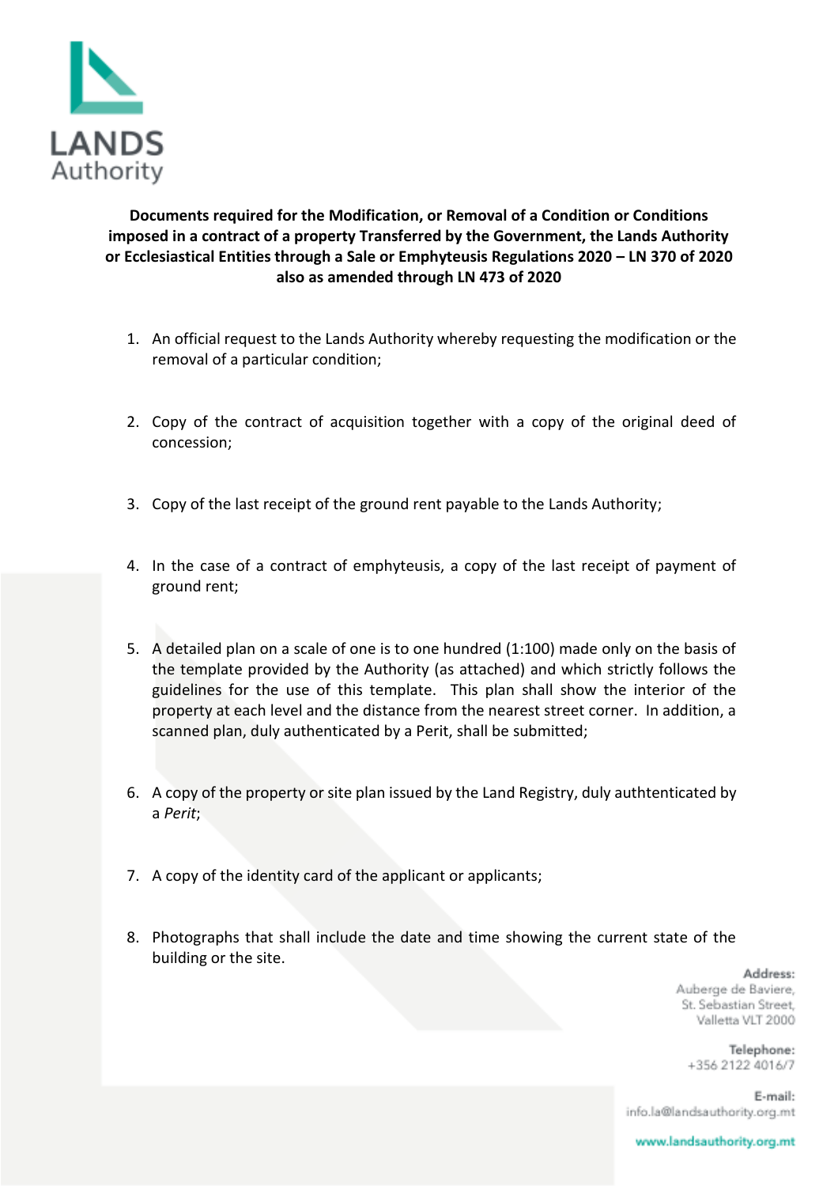LANDS
Authority

**Documents required for the Modification, or Removal of a Condition or Conditions imposed in a contract of a property Transferred by the Government, the Lands Authority or Ecclesiastical Entities through a Sale or Emphyteusis Regulations 2020 – LN 370 of 2020 also as amended through LN 473 of 2020**

1. An official request to the Lands Authority whereby requesting the modification or the removal of a particular condition;

2. Copy of the contract of acquisition together with a copy of the original deed of concession;

3. Copy of the last receipt of the ground rent payable to the Lands Authority;

4. In the case of a contract of emphyteusis, a copy of the last receipt of payment of ground rent;

5. A detailed plan on a scale of one is to one hundred (1:100) made only on the basis of the template provided by the Authority (as attached) and which strictly follows the guidelines for the use of this template. This plan shall show the interior of the property at each level and the distance from the nearest street corner. In addition, a scanned plan, duly authenticated by a Perit, shall be submitted;

6. A copy of the property or site plan issued by the Land Registry, duly authtenticated by a *Perit*;

7. A copy of the identity card of the applicant or applicants;

8. Photographs that shall include the date and time showing the current state of the building or the site.

**Address:**
Auberge de Baviere,
St. Sebastian Street,
Valletta VLT 2000

**Telephone:**
+356 2122 4016/7

**E-mail:**
info.la@landsauthority.org.mt

www.landsauthority.org.mt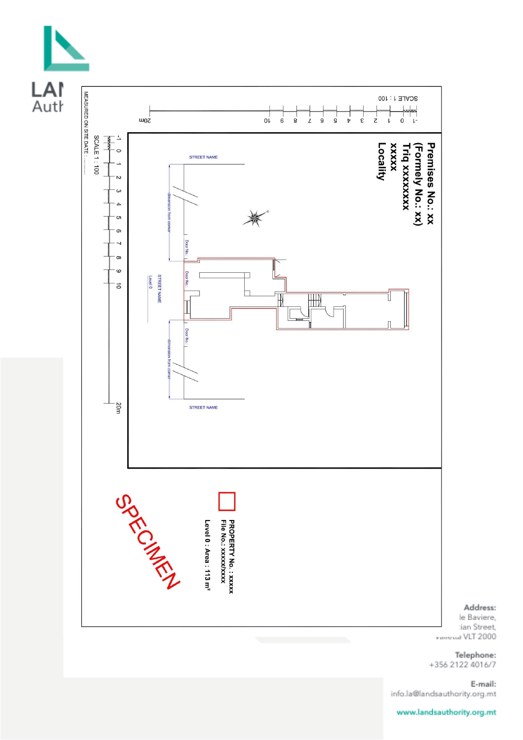LANDS Authority

Premises No.: xx
(Formely No.: xx)
Triq xxxxxxxx
xxxxx
Locality

SCALE 1 : 100

-1 0 1 2 3 4 5 6 7 8 9 10 20m

STREET NAME

dimension from corner

Door No.:

Door No.:

STREET NAME
Level 0

Door No.:

dimension from corner

STREET NAME

SCALE 1 : 100

MEASURED ON SITE DATE : ..........

**PROPERTY No. : xxxxx**
**File No.: xxxxx/xxxx**

**Level 0 : Area : 113 m²**

SPECIMEN

**Address:**
...le Baviere,
...ian Street,
Valletta VLT 2000

**Telephone:**
+356 2122 4016/7

**E-mail:**
info.la@landsauthority.org.mt

www.landsauthority.org.mt